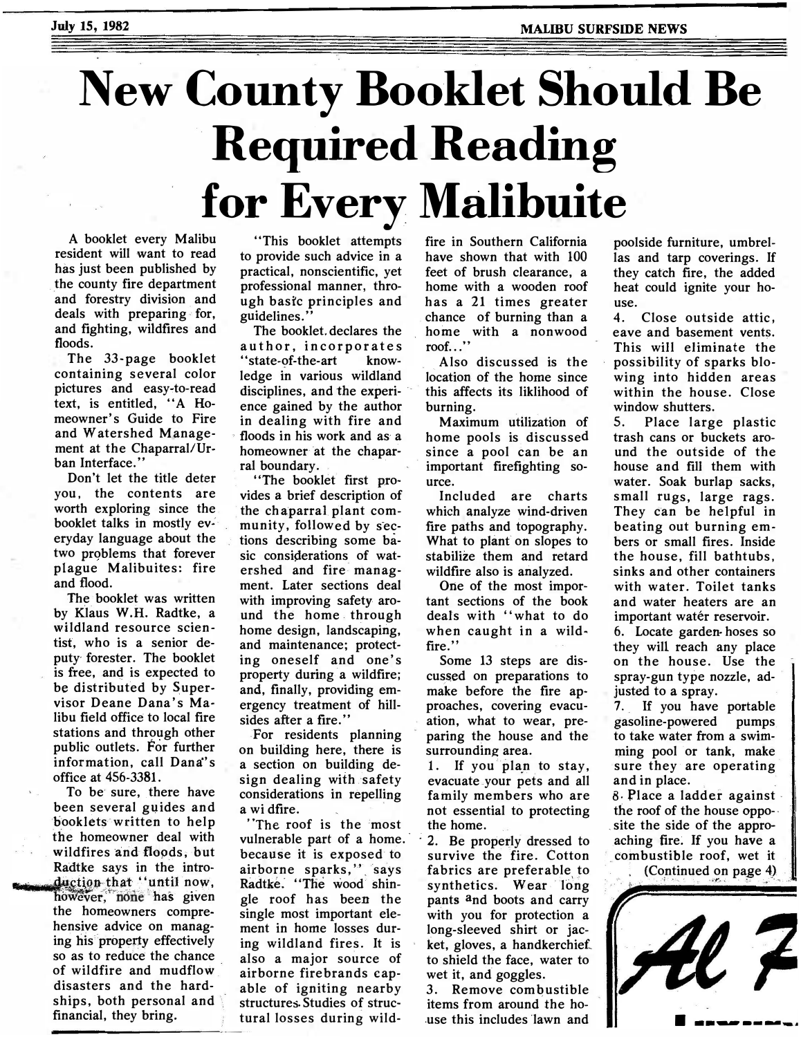# New County Booklet Should Be Required Reading for Every Malibuite

A booklet every Malibu resident will want to read has just been published by the county fire department and forestry division and deals with preparing for, and fighting, wildfires and floods.

The 33-page booklet containing several color pictures and easy-to-read text, is entitled, "A Homeowner's Guide to Fire and Watershed Management at the Chaparral/Urban Interface."

Don't let the title deter you, the contents are worth exploring since the booklet talks in mostly everyday language about the two problems that forever plague Malibuites: fire and flood.

The booklet was written by Klaus W.H. Radtke, a wildland resource scientist, who is a senior deputy forester. The booklet is free, and is expected to be distributed by Supervisor Deane Dana's Malibu field office to local fire stations and through other public outlets. For further information, call Dana's office at 456-3381.

To be sure, there have been several guides and booklets written to help the homeowner deal with wildfires and floods, but Radtke says in the introduction that "until now, however, none has given the homeowners comprehensive advice on managing his property effectively so as to reduce the chance of wildfire and mudflow disasters and the hardships, both personal and financial, they bring.

"This booklet attempts to provide such advice in a practical, nonscientific, yet professional manner, through basic principles and guidelines."

The booklet declares the author, incorporates "state-of-the-art knowledge in various wildland disciplines, and the experience gained by the author in dealing with fire and floods in his work and as a homeowner at the chaparral boundary.

"The booklet first provides a brief description of the chaparral plant community, followed by sections describing some basic considerations of watershed and fire management. Later sections deal with improving safety around the home through home design, landscaping, and maintenance; protecting oneself and one's property during a wildfire; and, finally, providing emergency treatment of hillsides after a fire."

For residents planning on building here, there is a section on building design dealing with safety considerations in repelling a wi dfire.

"The roof is the most vulnerable part of a home, because it is exposed to airborne sparks," says Radtke. "The wood shingle roof has been the single most important element in home losses during wildland fires. It is also a major source of airborne firebrands capable of igniting nearby structures. Studies of structural losses during wildfire in Southern California have shown that with 100 feet of brush clearance, a home with a wooden roof has a 21 times greater chance of burning than a home with a nonwood roof..."

Also discussed is the location of the home since this affects its liklihood of burning.

Maximum utilization of home pools is discussed since a pool can be an important firefighting source.

Included are charts which analyze wind-driven fire paths and topography. What to plant on slopes to stabilize them and retard wildfire also is analyzed.

One of the most important sections of the book deals with "what to do when caught in a wildfire."

Some 13 steps are discussed on preparations to make before the fire approaches, covering evacuation, what to wear, preparing the house and the surrounding area.

1. If you plan to stay, evacuate your pets and all family members who are not essential to protecting the home.
2. Be properly dressed to survive the fire. Cotton fabrics are preferable to synthetics. Wear long pants and boots and carry with you for protection a long-sleeved shirt or jacket, gloves, a handkerchief to shield the face, water to wet it, and goggles.
3. Remove combustible items from around the house this includes lawn and poolside furniture, umbrellas and tarp coverings. If they catch fire, the added heat could ignite your house.
4. Close outside attic, eave and basement vents. This will eliminate the possibility of sparks blowing into hidden areas within the house. Close window shutters.
5. Place large plastic trash cans or buckets around the outside of the house and fill them with water. Soak burlap sacks, small rugs, large rags. They can be helpful in beating out burning embers or small fires. Inside the house, fill bathtubs, sinks and other containers with water. Toilet tanks and water heaters are an important watér reservoir.
6. Locate garden hoses so they will reach any place on the house. Use the spray-gun type nozzle, adjusted to a spray.
7. If you have portable gasoline-powered pumps to take water from a swimming pool or tank, make sure they are operating and in place.
8. Place a ladder against the roof of the house opposite the side of the approaching fire. If you have a combustible roof, wet it

(Continued on page 4)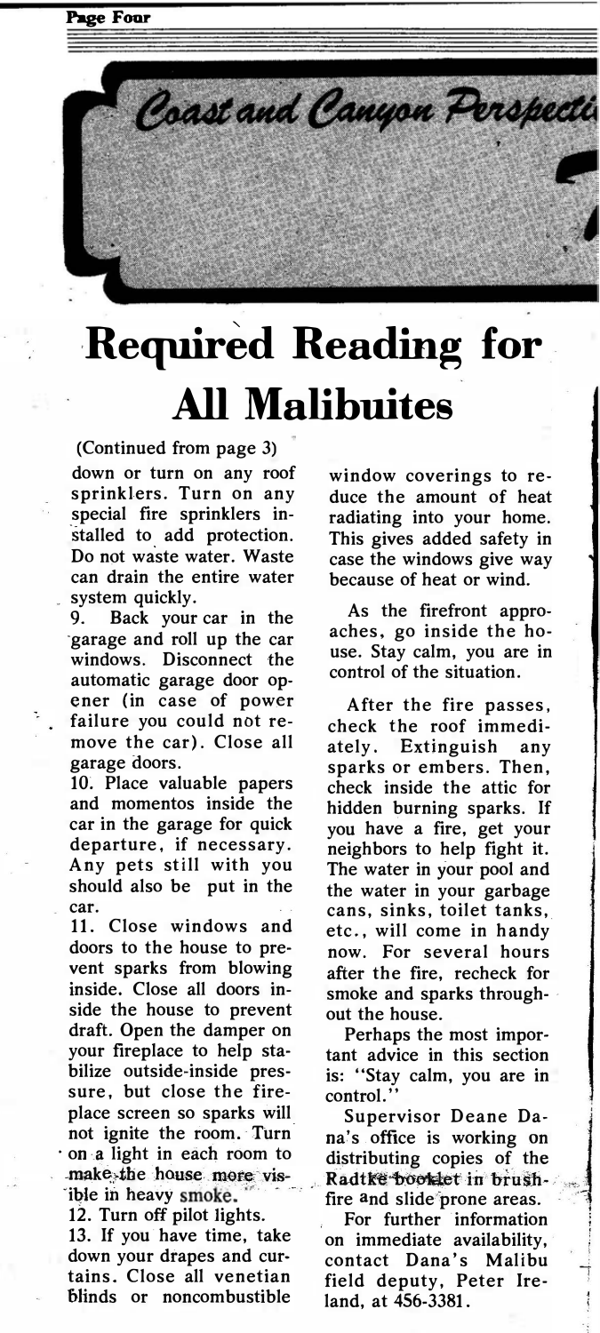Coast and Canyon Perspecti

# Required Reading for All Malibuites

(Continued from page 3)

down or turn on any roof sprinklers. Turn on any special fire sprinklers installed to add protection. Do not waste water. Waste can drain the entire water system quickly.

9. Back your car in the garage and roll up the car windows. Disconnect the automatic garage door opener (in case of power failure you could not remove the car). Close all garage doors.

10. Place valuable papers and momentos inside the car in the garage for quick departure, if necessary. Any pets still with you should also be put in the car.

11. Close windows and doors to the house to prevent sparks from blowing inside. Close all doors inside the house to prevent draft. Open the damper on your fireplace to help stabilize outside-inside pressure, but close the fireplace screen so sparks will not ignite the room. Turn on a light in each room to make the house more visible in heavy smoke.

12. Turn off pilot lights.

13. If you have time, take down your drapes and curtains. Close all venetian blinds or noncombustible window coverings to reduce the amount of heat radiating into your home. This gives added safety in case the windows give way because of heat or wind.

As the firefront approaches, go inside the house. Stay calm, you are in control of the situation.

After the fire passes, check the roof immediately. Extinguish any sparks or embers. Then, check inside the attic for hidden burning sparks. If you have a fire, get your neighbors to help fight it. The water in your pool and the water in your garbage cans, sinks, toilet tanks, etc., will come in handy now. For several hours after the fire, recheck for smoke and sparks throughout the house.

Perhaps the most important advice in this section is: "Stay calm, you are in control."

Supervisor Deane Dana's office is working on distributing copies of the Radtke booklet in brushfire and slide prone areas.

For further information on immediate availability, contact Dana's Malibu field deputy, Peter Ireland, at 456-3381.